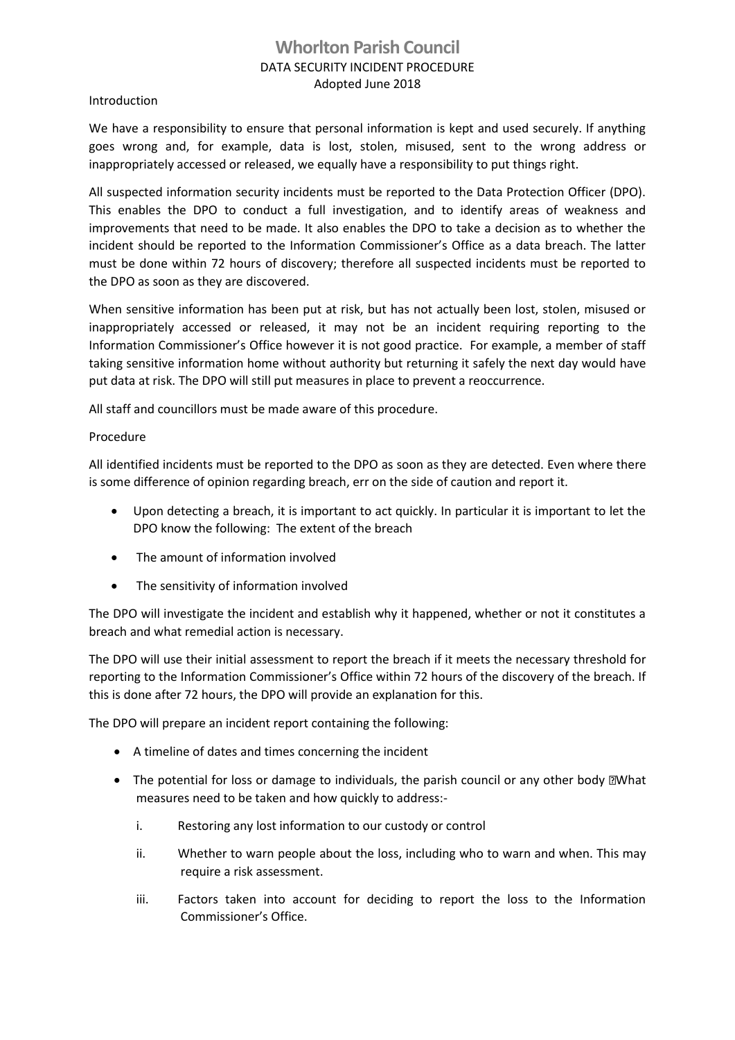# Whorlton Parish Council

DATA SECURITY INCIDENT PROCEDURE

Adopted June 2018

## Introduction

We have a responsibility to ensure that personal information is kept and used securely. If anything goes wrong and, for example, data is lost, stolen, misused, sent to the wrong address or inappropriately accessed or released, we equally have a responsibility to put things right.

All suspected information security incidents must be reported to the Data Protection Officer (DPO). This enables the DPO to conduct a full investigation, and to identify areas of weakness and improvements that need to be made. It also enables the DPO to take a decision as to whether the incident should be reported to the Information Commissioner's Office as a data breach. The latter must be done within 72 hours of discovery; therefore all suspected incidents must be reported to the DPO as soon as they are discovered.

When sensitive information has been put at risk, but has not actually been lost, stolen, misused or inappropriately accessed or released, it may not be an incident requiring reporting to the Information Commissioner's Office however it is not good practice. For example, a member of staff taking sensitive information home without authority but returning it safely the next day would have put data at risk. The DPO will still put measures in place to prevent a reoccurrence.

All staff and councillors must be made aware of this procedure.

## Procedure

All identified incidents must be reported to the DPO as soon as they are detected. Even where there is some difference of opinion regarding breach, err on the side of caution and report it.

- Upon detecting a breach, it is important to act quickly. In particular it is important to let the DPO know the following: The extent of the breach
- The amount of information involved
- The sensitivity of information involved

The DPO will investigate the incident and establish why it happened, whether or not it constitutes a breach and what remedial action is necessary.

The DPO will use their initial assessment to report the breach if it meets the necessary threshold for reporting to the Information Commissioner's Office within 72 hours of the discovery of the breach. If this is done after 72 hours, the DPO will provide an explanation for this.

The DPO will prepare an incident report containing the following:

- A timeline of dates and times concerning the incident
- The potential for loss or damage to individuals, the parish council or any other body What measures need to be taken and how quickly to address:-
  - i. Restoring any lost information to our custody or control
  - ii. Whether to warn people about the loss, including who to warn and when. This may require a risk assessment.
  - iii. Factors taken into account for deciding to report the loss to the Information Commissioner's Office.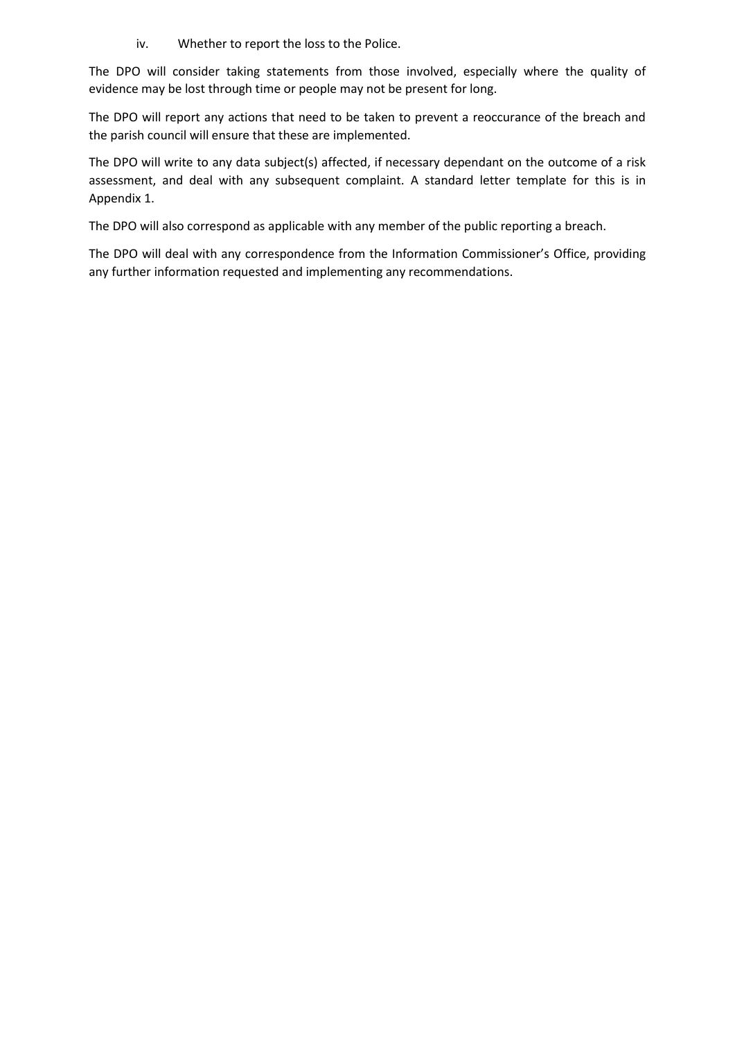iv. Whether to report the loss to the Police.

The DPO will consider taking statements from those involved, especially where the quality of evidence may be lost through time or people may not be present for long.

The DPO will report any actions that need to be taken to prevent a reoccurance of the breach and the parish council will ensure that these are implemented.

The DPO will write to any data subject(s) affected, if necessary dependant on the outcome of a risk assessment, and deal with any subsequent complaint. A standard letter template for this is in Appendix 1.

The DPO will also correspond as applicable with any member of the public reporting a breach.

The DPO will deal with any correspondence from the Information Commissioner's Office, providing any further information requested and implementing any recommendations.